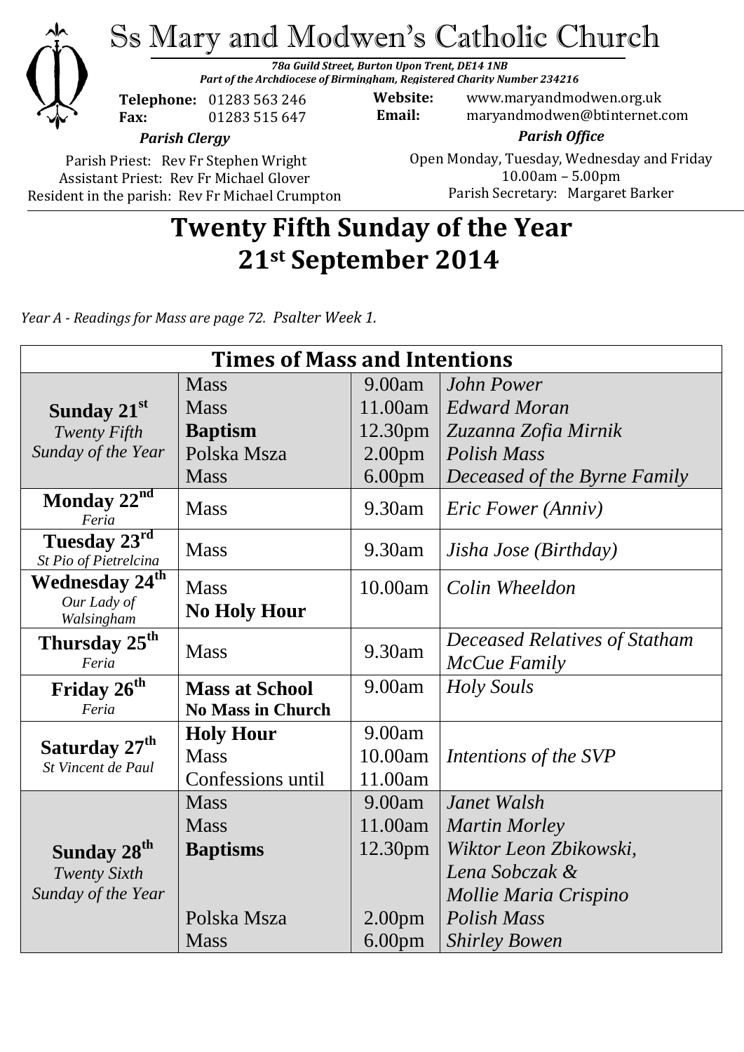# Ss Mary and Modwen's Catholic Church

***78a Guild Street, Burton Upon Trent, DE14 1NB***
***Part of the Archdiocese of Birmingham, Registered Charity Number 234216***

**Telephone:** 01283 563 246
**Fax:** 01283 515 647

**Website:** www.maryandmodwen.org.uk
**Email:** maryandmodwen@btinternet.com

***Parish Clergy***

Parish Priest: Rev Fr Stephen Wright
Assistant Priest: Rev Fr Michael Glover
Resident in the parish: Rev Fr Michael Crumpton

***Parish Office***

Open Monday, Tuesday, Wednesday and Friday
10.00am – 5.00pm
Parish Secretary: Margaret Barker

## Twenty Fifth Sunday of the Year
## 21st September 2014

*Year A - Readings for Mass are page 72. Psalter Week 1.*

| Times of Mass and Intentions | | | |
|---|---|---|---|
| **Sunday 21st** *Twenty Fifth Sunday of the Year* | Mass | 9.00am | *John Power* |
| | Mass | 11.00am | *Edward Moran* |
| | **Baptism** | 12.30pm | *Zuzanna Zofia Mirnik* |
| | Polska Msza | 2.00pm | *Polish Mass* |
| | Mass | 6.00pm | *Deceased of the Byrne Family* |
| **Monday 22nd** *Feria* | Mass | 9.30am | *Eric Fower (Anniv)* |
| **Tuesday 23rd** *St Pio of Pietrelcina* | Mass | 9.30am | *Jisha Jose (Birthday)* |
| **Wednesday 24th** *Our Lady of Walsingham* | Mass<br>**No Holy Hour** | 10.00am | *Colin Wheeldon* |
| **Thursday 25th** *Feria* | Mass | 9.30am | *Deceased Relatives of Statham McCue Family* |
| **Friday 26th** *Feria* | **Mass at School**<br>**No Mass in Church** | 9.00am | *Holy Souls* |
| **Saturday 27th** *St Vincent de Paul* | **Holy Hour** | 9.00am | |
| | Mass | 10.00am | *Intentions of the SVP* |
| | Confessions until | 11.00am | |
| **Sunday 28th** *Twenty Sixth Sunday of the Year* | Mass | 9.00am | *Janet Walsh* |
| | Mass | 11.00am | *Martin Morley* |
| | **Baptisms** | 12.30pm | *Wiktor Leon Zbikowski, Lena Sobczak & Mollie Maria Crispino* |
| | Polska Msza | 2.00pm | *Polish Mass* |
| | Mass | 6.00pm | *Shirley Bowen* |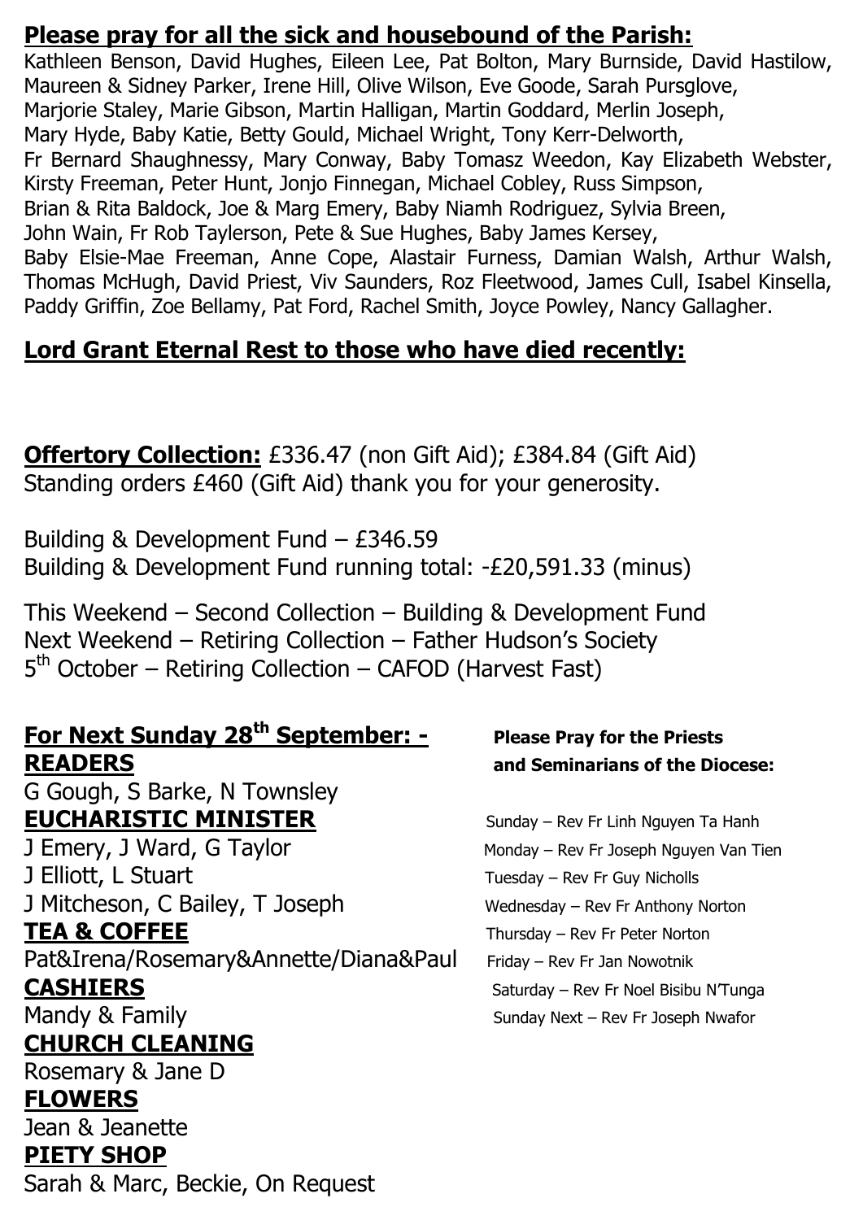## Please pray for all the sick and housebound of the Parish:

Kathleen Benson, David Hughes, Eileen Lee, Pat Bolton, Mary Burnside, David Hastilow, Maureen & Sidney Parker, Irene Hill, Olive Wilson, Eve Goode, Sarah Pursglove, Marjorie Staley, Marie Gibson, Martin Halligan, Martin Goddard, Merlin Joseph, Mary Hyde, Baby Katie, Betty Gould, Michael Wright, Tony Kerr-Delworth, Fr Bernard Shaughnessy, Mary Conway, Baby Tomasz Weedon, Kay Elizabeth Webster, Kirsty Freeman, Peter Hunt, Jonjo Finnegan, Michael Cobley, Russ Simpson, Brian & Rita Baldock, Joe & Marg Emery, Baby Niamh Rodriguez, Sylvia Breen, John Wain, Fr Rob Taylerson, Pete & Sue Hughes, Baby James Kersey, Baby Elsie-Mae Freeman, Anne Cope, Alastair Furness, Damian Walsh, Arthur Walsh, Thomas McHugh, David Priest, Viv Saunders, Roz Fleetwood, James Cull, Isabel Kinsella, Paddy Griffin, Zoe Bellamy, Pat Ford, Rachel Smith, Joyce Powley, Nancy Gallagher.

## Lord Grant Eternal Rest to those who have died recently:

**Offertory Collection:** £336.47 (non Gift Aid); £384.84 (Gift Aid)
Standing orders £460 (Gift Aid) thank you for your generosity.

Building & Development Fund – £346.59
Building & Development Fund running total: -£20,591.33 (minus)

This Weekend – Second Collection – Building & Development Fund
Next Weekend – Retiring Collection – Father Hudson's Society
5th October – Retiring Collection – CAFOD (Harvest Fast)

## For Next Sunday 28th September: -

**READERS**
G Gough, S Barke, N Townsley

**EUCHARISTIC MINISTER**
J Emery, J Ward, G Taylor
J Elliott, L Stuart
J Mitcheson, C Bailey, T Joseph

**TEA & COFFEE**
Pat&Irena/Rosemary&Annette/Diana&Paul

**CASHIERS**
Mandy & Family

**CHURCH CLEANING**
Rosemary & Jane D

**FLOWERS**
Jean & Jeanette

**PIETY SHOP**
Sarah & Marc, Beckie, On Request

**Please Pray for the Priests and Seminarians of the Diocese:**

Sunday – Rev Fr Linh Nguyen Ta Hanh
Monday – Rev Fr Joseph Nguyen Van Tien
Tuesday – Rev Fr Guy Nicholls
Wednesday – Rev Fr Anthony Norton
Thursday – Rev Fr Peter Norton
Friday – Rev Fr Jan Nowotnik
Saturday – Rev Fr Noel Bisibu N'Tunga
Sunday Next – Rev Fr Joseph Nwafor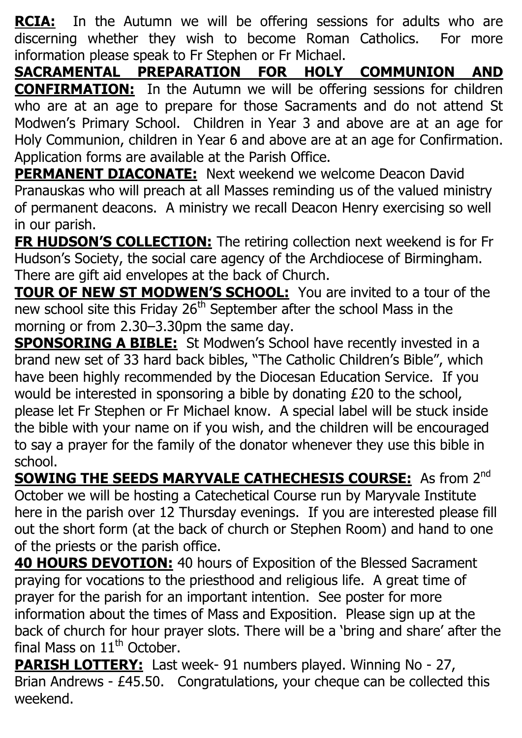**RCIA:** In the Autumn we will be offering sessions for adults who are discerning whether they wish to become Roman Catholics. For more information please speak to Fr Stephen or Fr Michael.

**SACRAMENTAL PREPARATION FOR HOLY COMMUNION AND CONFIRMATION:** In the Autumn we will be offering sessions for children who are at an age to prepare for those Sacraments and do not attend St Modwen's Primary School. Children in Year 3 and above are at an age for Holy Communion, children in Year 6 and above are at an age for Confirmation. Application forms are available at the Parish Office.

**PERMANENT DIACONATE:** Next weekend we welcome Deacon David Pranauskas who will preach at all Masses reminding us of the valued ministry of permanent deacons. A ministry we recall Deacon Henry exercising so well in our parish.

**FR HUDSON'S COLLECTION:** The retiring collection next weekend is for Fr Hudson's Society, the social care agency of the Archdiocese of Birmingham. There are gift aid envelopes at the back of Church.

**TOUR OF NEW ST MODWEN'S SCHOOL:** You are invited to a tour of the new school site this Friday 26th September after the school Mass in the morning or from 2.30–3.30pm the same day.

**SPONSORING A BIBLE:** St Modwen's School have recently invested in a brand new set of 33 hard back bibles, "The Catholic Children's Bible", which have been highly recommended by the Diocesan Education Service. If you would be interested in sponsoring a bible by donating £20 to the school, please let Fr Stephen or Fr Michael know. A special label will be stuck inside the bible with your name on if you wish, and the children will be encouraged to say a prayer for the family of the donator whenever they use this bible in school.

**SOWING THE SEEDS MARYVALE CATHECHESIS COURSE:** As from 2nd October we will be hosting a Catechetical Course run by Maryvale Institute here in the parish over 12 Thursday evenings. If you are interested please fill out the short form (at the back of church or Stephen Room) and hand to one of the priests or the parish office.

**40 HOURS DEVOTION:** 40 hours of Exposition of the Blessed Sacrament praying for vocations to the priesthood and religious life. A great time of prayer for the parish for an important intention. See poster for more information about the times of Mass and Exposition. Please sign up at the back of church for hour prayer slots. There will be a 'bring and share' after the final Mass on 11th October.

**PARISH LOTTERY:** Last week- 91 numbers played. Winning No - 27, Brian Andrews - £45.50. Congratulations, your cheque can be collected this weekend.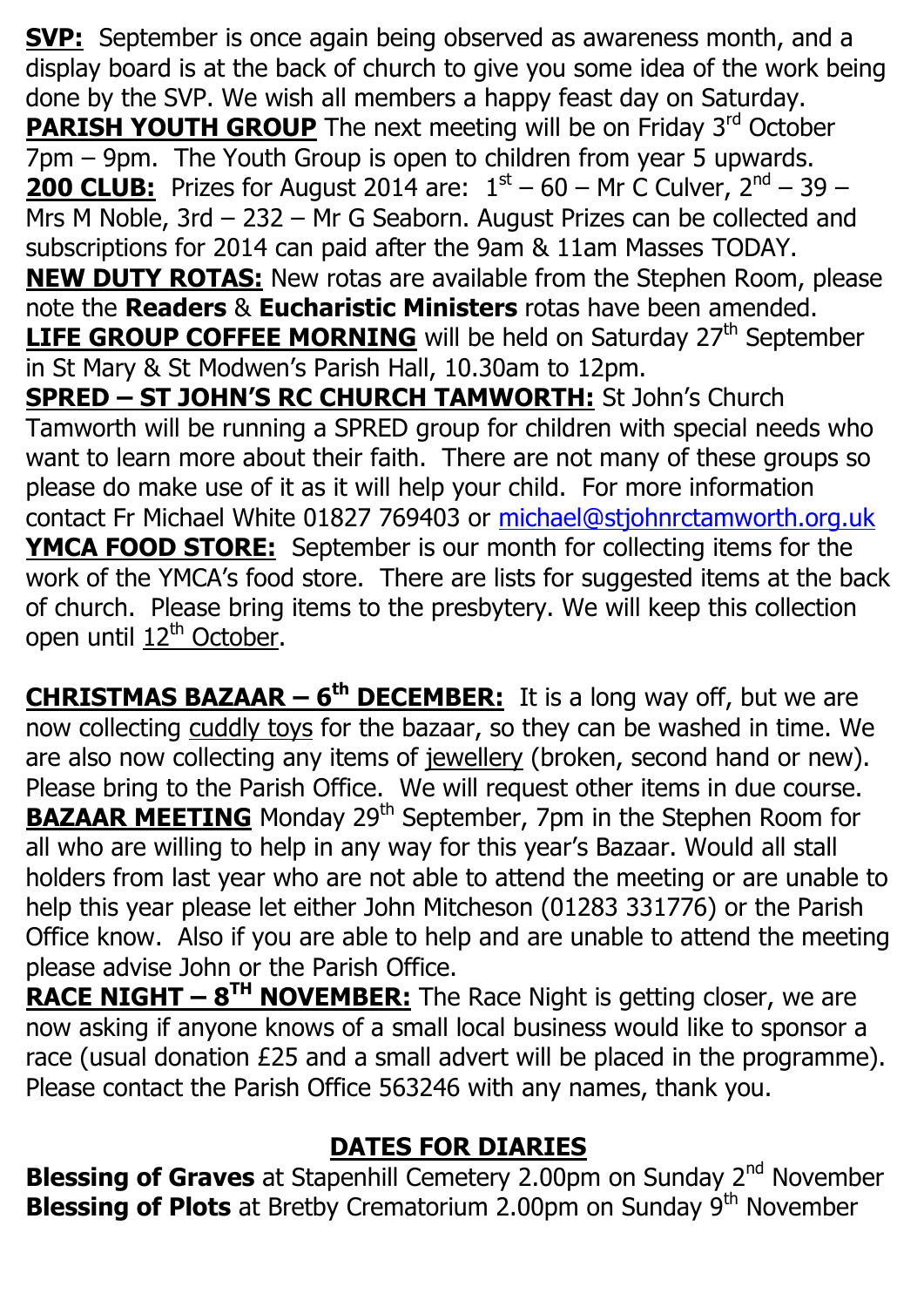**SVP:** September is once again being observed as awareness month, and a display board is at the back of church to give you some idea of the work being done by the SVP. We wish all members a happy feast day on Saturday.

**PARISH YOUTH GROUP** The next meeting will be on Friday 3rd October 7pm – 9pm. The Youth Group is open to children from year 5 upwards.

**200 CLUB:** Prizes for August 2014 are: 1st – 60 – Mr C Culver, 2nd – 39 – Mrs M Noble, 3rd – 232 – Mr G Seaborn. August Prizes can be collected and subscriptions for 2014 can paid after the 9am & 11am Masses TODAY.

**NEW DUTY ROTAS:** New rotas are available from the Stephen Room, please note the **Readers** & **Eucharistic Ministers** rotas have been amended.

**LIFE GROUP COFFEE MORNING** will be held on Saturday 27th September in St Mary & St Modwen's Parish Hall, 10.30am to 12pm.

**SPRED – ST JOHN'S RC CHURCH TAMWORTH:** St John's Church Tamworth will be running a SPRED group for children with special needs who want to learn more about their faith. There are not many of these groups so please do make use of it as it will help your child. For more information contact Fr Michael White 01827 769403 or michael@stjohnrctamworth.org.uk

**YMCA FOOD STORE:** September is our month for collecting items for the work of the YMCA's food store. There are lists for suggested items at the back of church. Please bring items to the presbytery. We will keep this collection open until 12th October.

**CHRISTMAS BAZAAR – 6th DECEMBER:** It is a long way off, but we are now collecting cuddly toys for the bazaar, so they can be washed in time. We are also now collecting any items of jewellery (broken, second hand or new). Please bring to the Parish Office. We will request other items in due course.

**BAZAAR MEETING** Monday 29th September, 7pm in the Stephen Room for all who are willing to help in any way for this year's Bazaar. Would all stall holders from last year who are not able to attend the meeting or are unable to help this year please let either John Mitcheson (01283 331776) or the Parish Office know. Also if you are able to help and are unable to attend the meeting please advise John or the Parish Office.

**RACE NIGHT – 8TH NOVEMBER:** The Race Night is getting closer, we are now asking if anyone knows of a small local business would like to sponsor a race (usual donation £25 and a small advert will be placed in the programme). Please contact the Parish Office 563246 with any names, thank you.

## DATES FOR DIARIES

**Blessing of Graves** at Stapenhill Cemetery 2.00pm on Sunday 2nd November
**Blessing of Plots** at Bretby Crematorium 2.00pm on Sunday 9th November